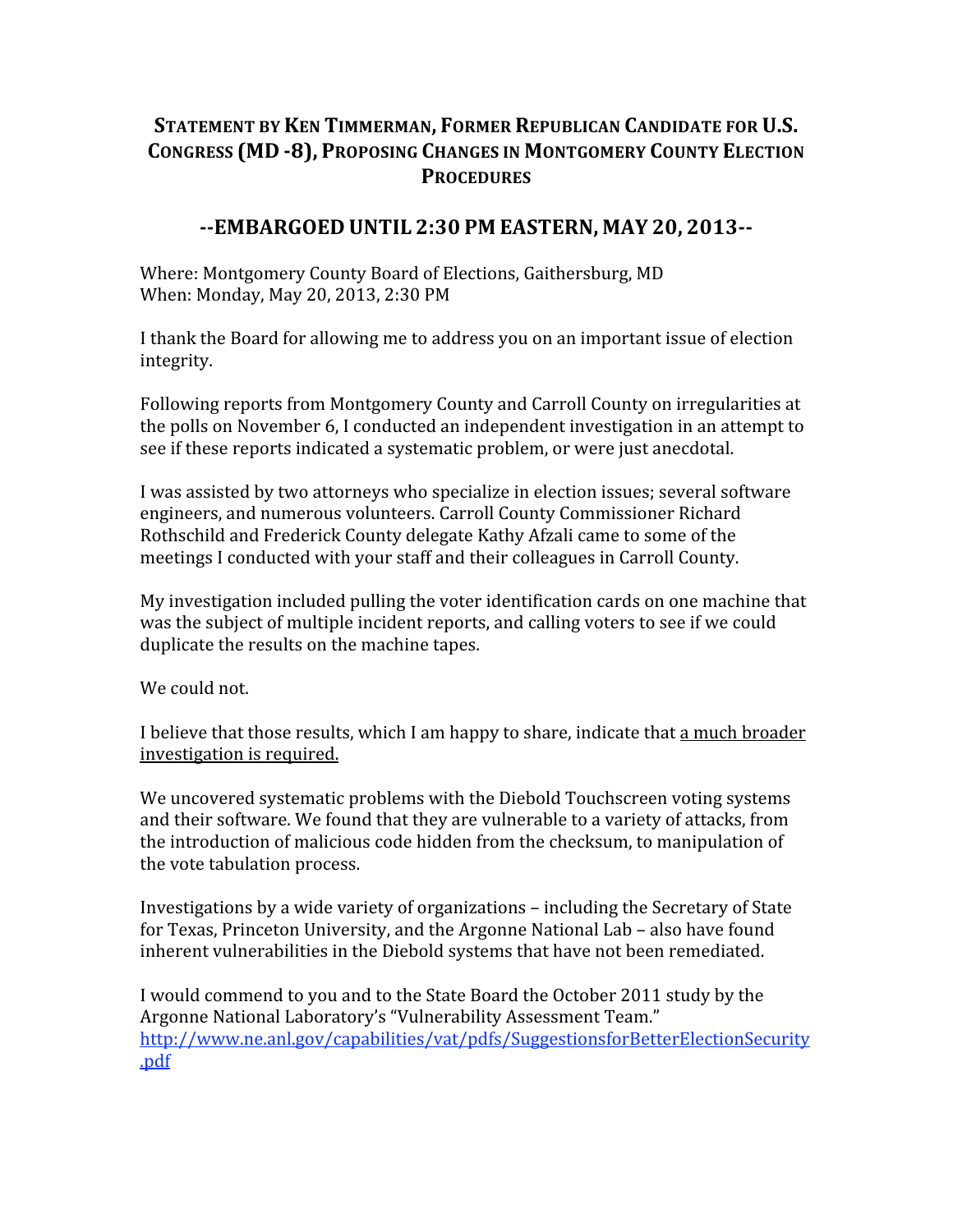## **STATEMENT BY KEN TIMMERMAN, FORMER REPUBLICAN CANDIDATE FOR U.S. CONGRESS (MD -8), PROPOSING CHANGES IN MONTGOMERY COUNTY ELECTION PROCEDURES**

## **--EMBARGOED UNTIL 2:30 PM EASTERN, MAY 20, 2013--**

Where: Montgomery County Board of Elections, Gaithersburg, MD
When: Monday, May 20, 2013, 2:30 PM

I thank the Board for allowing me to address you on an important issue of election integrity.

Following reports from Montgomery County and Carroll County on irregularities at the polls on November 6, I conducted an independent investigation in an attempt to see if these reports indicated a systematic problem, or were just anecdotal.

I was assisted by two attorneys who specialize in election issues; several software engineers, and numerous volunteers. Carroll County Commissioner Richard Rothschild and Frederick County delegate Kathy Afzali came to some of the meetings I conducted with your staff and their colleagues in Carroll County.

My investigation included pulling the voter identification cards on one machine that was the subject of multiple incident reports, and calling voters to see if we could duplicate the results on the machine tapes.

We could not.

I believe that those results, which I am happy to share, indicate that a much broader investigation is required.

We uncovered systematic problems with the Diebold Touchscreen voting systems and their software. We found that they are vulnerable to a variety of attacks, from the introduction of malicious code hidden from the checksum, to manipulation of the vote tabulation process.

Investigations by a wide variety of organizations – including the Secretary of State for Texas, Princeton University, and the Argonne National Lab – also have found inherent vulnerabilities in the Diebold systems that have not been remediated.

I would commend to you and to the State Board the October 2011 study by the Argonne National Laboratory's "Vulnerability Assessment Team."
http://www.ne.anl.gov/capabilities/vat/pdfs/SuggestionsforBetterElectionSecurity.pdf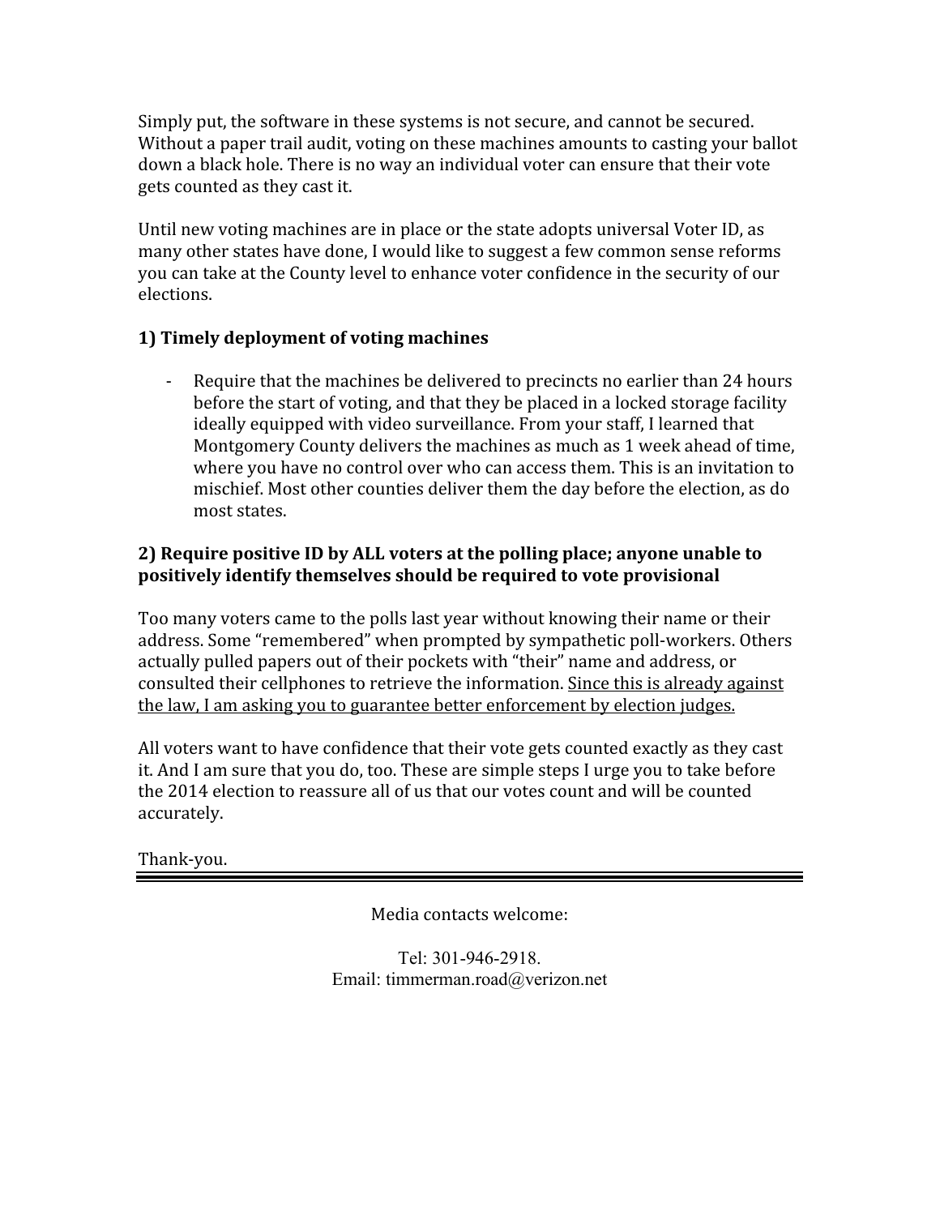Simply put, the software in these systems is not secure, and cannot be secured. Without a paper trail audit, voting on these machines amounts to casting your ballot down a black hole. There is no way an individual voter can ensure that their vote gets counted as they cast it.

Until new voting machines are in place or the state adopts universal Voter ID, as many other states have done, I would like to suggest a few common sense reforms you can take at the County level to enhance voter confidence in the security of our elections.

**1) Timely deployment of voting machines**

- Require that the machines be delivered to precincts no earlier than 24 hours before the start of voting, and that they be placed in a locked storage facility ideally equipped with video surveillance. From your staff, I learned that Montgomery County delivers the machines as much as 1 week ahead of time, where you have no control over who can access them. This is an invitation to mischief. Most other counties deliver them the day before the election, as do most states.

**2) Require positive ID by ALL voters at the polling place; anyone unable to positively identify themselves should be required to vote provisional**

Too many voters came to the polls last year without knowing their name or their address. Some "remembered" when prompted by sympathetic poll-workers. Others actually pulled papers out of their pockets with "their" name and address, or consulted their cellphones to retrieve the information. <u>Since this is already against the law, I am asking you to guarantee better enforcement by election judges.</u>

All voters want to have confidence that their vote gets counted exactly as they cast it. And I am sure that you do, too. These are simple steps I urge you to take before the 2014 election to reassure all of us that our votes count and will be counted accurately.

Thank-you.

---

Media contacts welcome:

Tel: 301-946-2918.
Email: timmerman.road@verizon.net